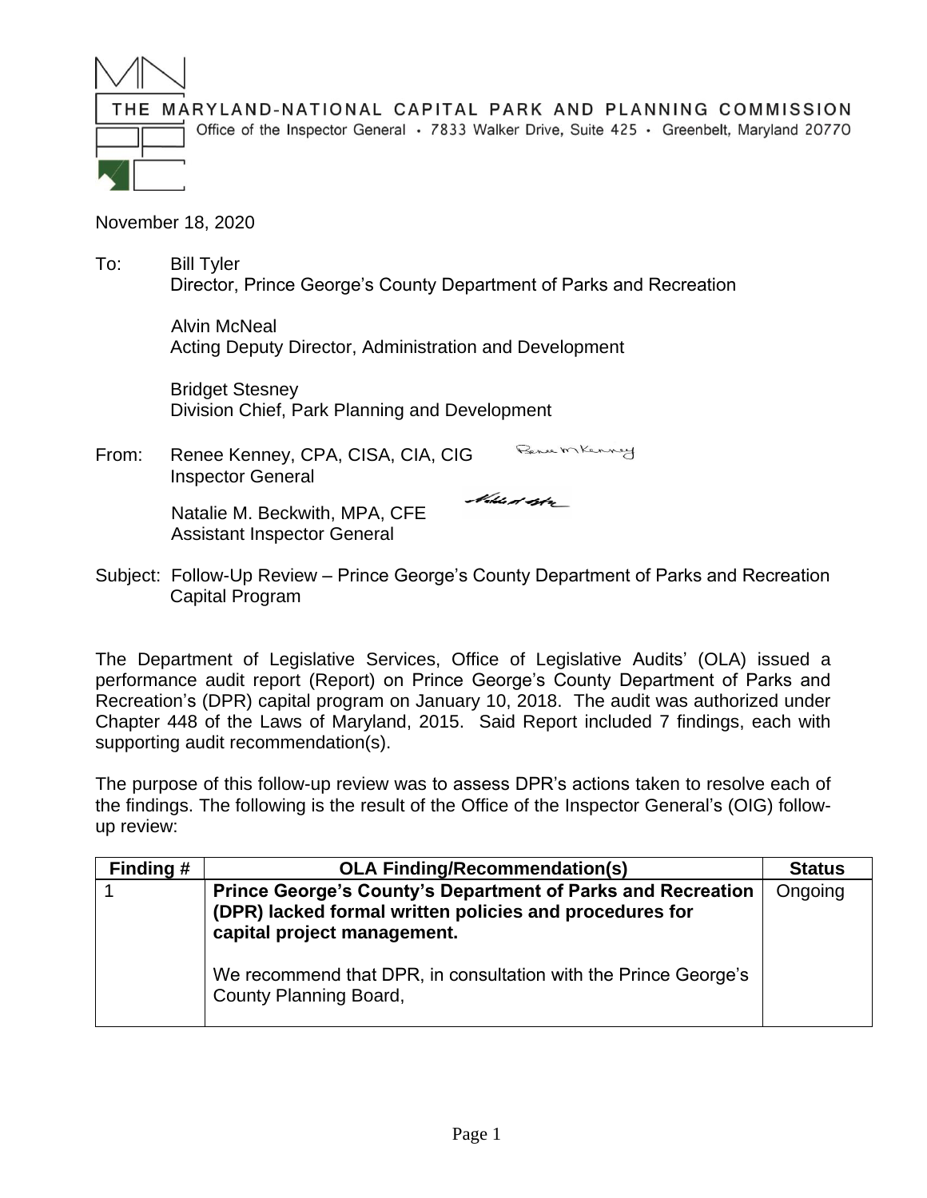# THE MARYLAND-NATIONAL CAPITAL PARK AND PLANNING COMMISSION

Office of the Inspector General • 7833 Walker Drive, Suite 425 • Greenbelt, Maryland 20770

November 18, 2020

To: Bill Tyler
Director, Prince George's County Department of Parks and Recreation

Alvin McNeal
Acting Deputy Director, Administration and Development

Bridget Stesney
Division Chief, Park Planning and Development

From: Renee Kenney, CPA, CISA, CIA, CIG
Inspector General

Natalie M. Beckwith, MPA, CFE
Assistant Inspector General

Subject: Follow-Up Review – Prince George's County Department of Parks and Recreation Capital Program

The Department of Legislative Services, Office of Legislative Audits' (OLA) issued a performance audit report (Report) on Prince George's County Department of Parks and Recreation's (DPR) capital program on January 10, 2018. The audit was authorized under Chapter 448 of the Laws of Maryland, 2015. Said Report included 7 findings, each with supporting audit recommendation(s).

The purpose of this follow-up review was to assess DPR's actions taken to resolve each of the findings. The following is the result of the Office of the Inspector General's (OIG) follow-up review:

| Finding # | OLA Finding/Recommendation(s) | Status |
|---|---|---|
| 1 | **Prince George's County's Department of Parks and Recreation (DPR) lacked formal written policies and procedures for capital project management.**<br><br>We recommend that DPR, in consultation with the Prince George's County Planning Board, | Ongoing |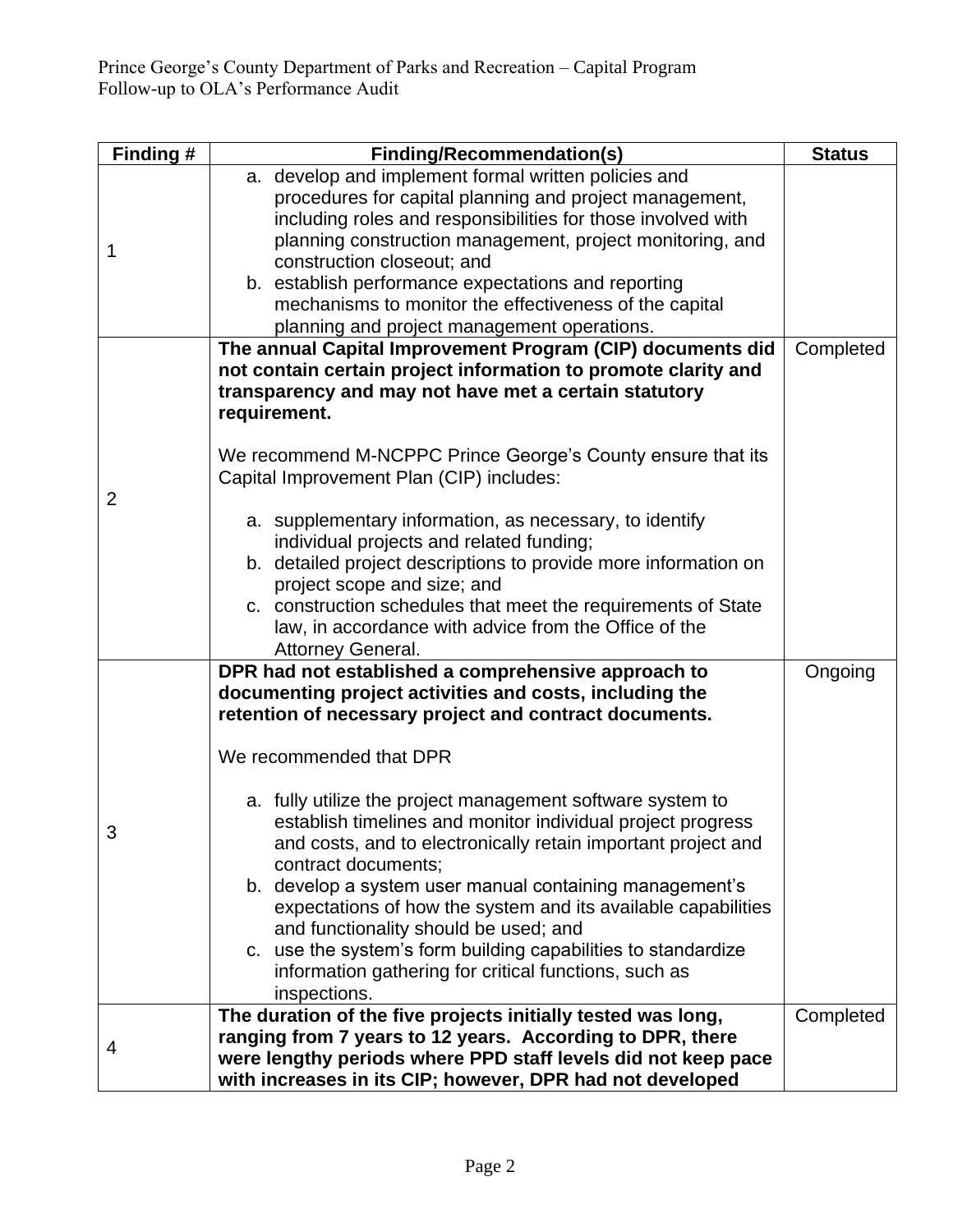Prince George's County Department of Parks and Recreation – Capital Program
Follow-up to OLA's Performance Audit

| Finding # | Finding/Recommendation(s) | Status |
|---|---|---|
| 1 | a. develop and implement formal written policies and procedures for capital planning and project management, including roles and responsibilities for those involved with planning construction management, project monitoring, and construction closeout; and<br>b. establish performance expectations and reporting mechanisms to monitor the effectiveness of the capital planning and project management operations. | |
| 2 | **The annual Capital Improvement Program (CIP) documents did not contain certain project information to promote clarity and transparency and may not have met a certain statutory requirement.**<br><br>We recommend M-NCPPC Prince George's County ensure that its Capital Improvement Plan (CIP) includes:<br><br>a. supplementary information, as necessary, to identify individual projects and related funding;<br>b. detailed project descriptions to provide more information on project scope and size; and<br>c. construction schedules that meet the requirements of State law, in accordance with advice from the Office of the Attorney General. | Completed |
| 3 | **DPR had not established a comprehensive approach to documenting project activities and costs, including the retention of necessary project and contract documents.**<br><br>We recommended that DPR<br><br>a. fully utilize the project management software system to establish timelines and monitor individual project progress and costs, and to electronically retain important project and contract documents;<br>b. develop a system user manual containing management's expectations of how the system and its available capabilities and functionality should be used; and<br>c. use the system's form building capabilities to standardize information gathering for critical functions, such as inspections. | Ongoing |
| 4 | **The duration of the five projects initially tested was long, ranging from 7 years to 12 years. According to DPR, there were lengthy periods where PPD staff levels did not keep pace with increases in its CIP; however, DPR had not developed** | Completed |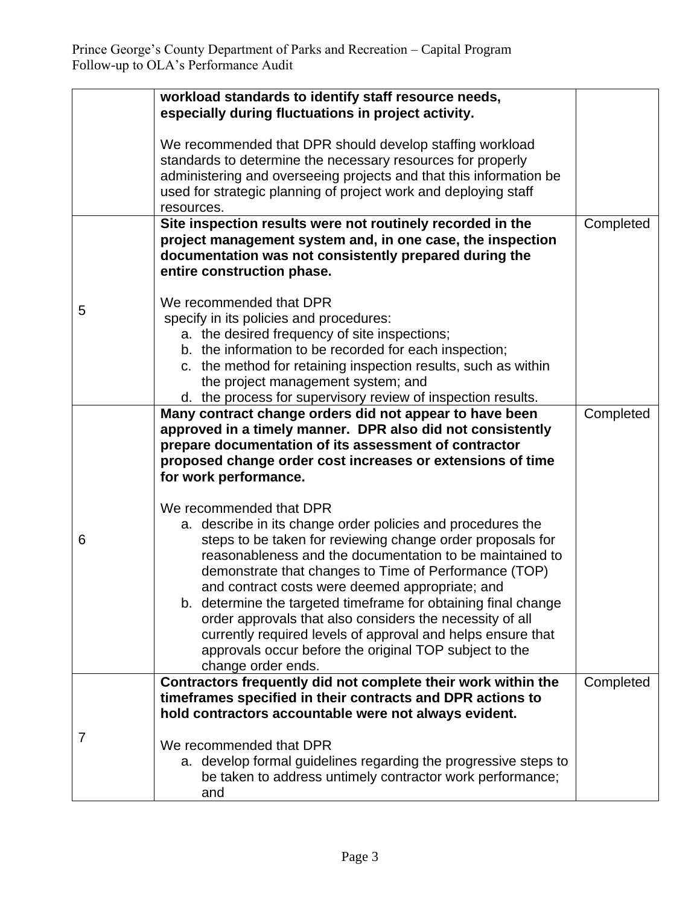| | | |
|---|---|---|
| | **workload standards to identify staff resource needs, especially during fluctuations in project activity.**<br><br>We recommended that DPR should develop staffing workload standards to determine the necessary resources for properly administering and overseeing projects and that this information be used for strategic planning of project work and deploying staff resources. | |
| 5 | **Site inspection results were not routinely recorded in the project management system and, in one case, the inspection documentation was not consistently prepared during the entire construction phase.**<br><br>We recommended that DPR specify in its policies and procedures:<br>a. the desired frequency of site inspections;<br>b. the information to be recorded for each inspection;<br>c. the method for retaining inspection results, such as within the project management system; and<br>d. the process for supervisory review of inspection results. | Completed |
| 6 | **Many contract change orders did not appear to have been approved in a timely manner. DPR also did not consistently prepare documentation of its assessment of contractor proposed change order cost increases or extensions of time for work performance.**<br><br>We recommended that DPR<br>a. describe in its change order policies and procedures the steps to be taken for reviewing change order proposals for reasonableness and the documentation to be maintained to demonstrate that changes to Time of Performance (TOP) and contract costs were deemed appropriate; and<br>b. determine the targeted timeframe for obtaining final change order approvals that also considers the necessity of all currently required levels of approval and helps ensure that approvals occur before the original TOP subject to the change order ends. | Completed |
| 7 | **Contractors frequently did not complete their work within the timeframes specified in their contracts and DPR actions to hold contractors accountable were not always evident.**<br><br>We recommended that DPR<br>a. develop formal guidelines regarding the progressive steps to be taken to address untimely contractor work performance; and | Completed |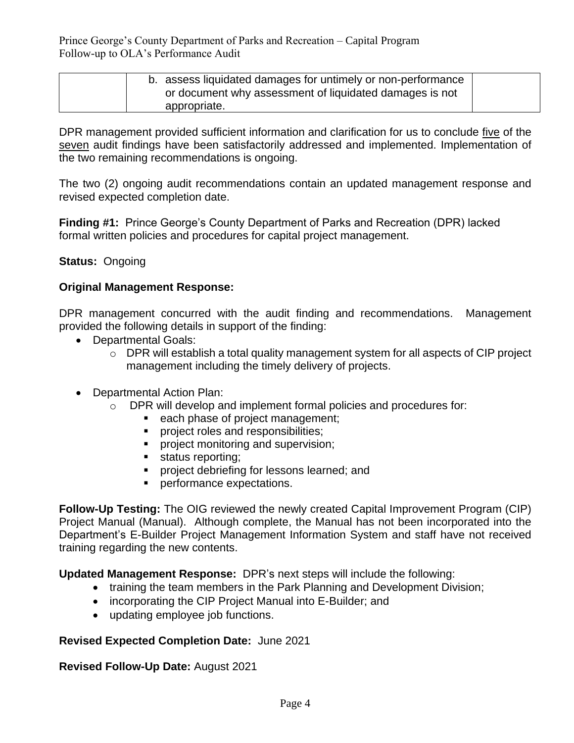| | b. assess liquidated damages for untimely or non-performance or document why assessment of liquidated damages is not appropriate. | |
|---|---|---|

DPR management provided sufficient information and clarification for us to conclude five of the seven audit findings have been satisfactorily addressed and implemented. Implementation of the two remaining recommendations is ongoing.

The two (2) ongoing audit recommendations contain an updated management response and revised expected completion date.

**Finding #1:** Prince George's County Department of Parks and Recreation (DPR) lacked formal written policies and procedures for capital project management.

**Status:** Ongoing

**Original Management Response:**

DPR management concurred with the audit finding and recommendations. Management provided the following details in support of the finding:

- Departmental Goals:
  - DPR will establish a total quality management system for all aspects of CIP project management including the timely delivery of projects.
- Departmental Action Plan:
  - DPR will develop and implement formal policies and procedures for:
    - each phase of project management;
    - project roles and responsibilities;
    - project monitoring and supervision;
    - status reporting;
    - project debriefing for lessons learned; and
    - performance expectations.

**Follow-Up Testing:** The OIG reviewed the newly created Capital Improvement Program (CIP) Project Manual (Manual). Although complete, the Manual has not been incorporated into the Department's E-Builder Project Management Information System and staff have not received training regarding the new contents.

**Updated Management Response:** DPR's next steps will include the following:

- training the team members in the Park Planning and Development Division;
- incorporating the CIP Project Manual into E-Builder; and
- updating employee job functions.

**Revised Expected Completion Date:** June 2021

**Revised Follow-Up Date:** August 2021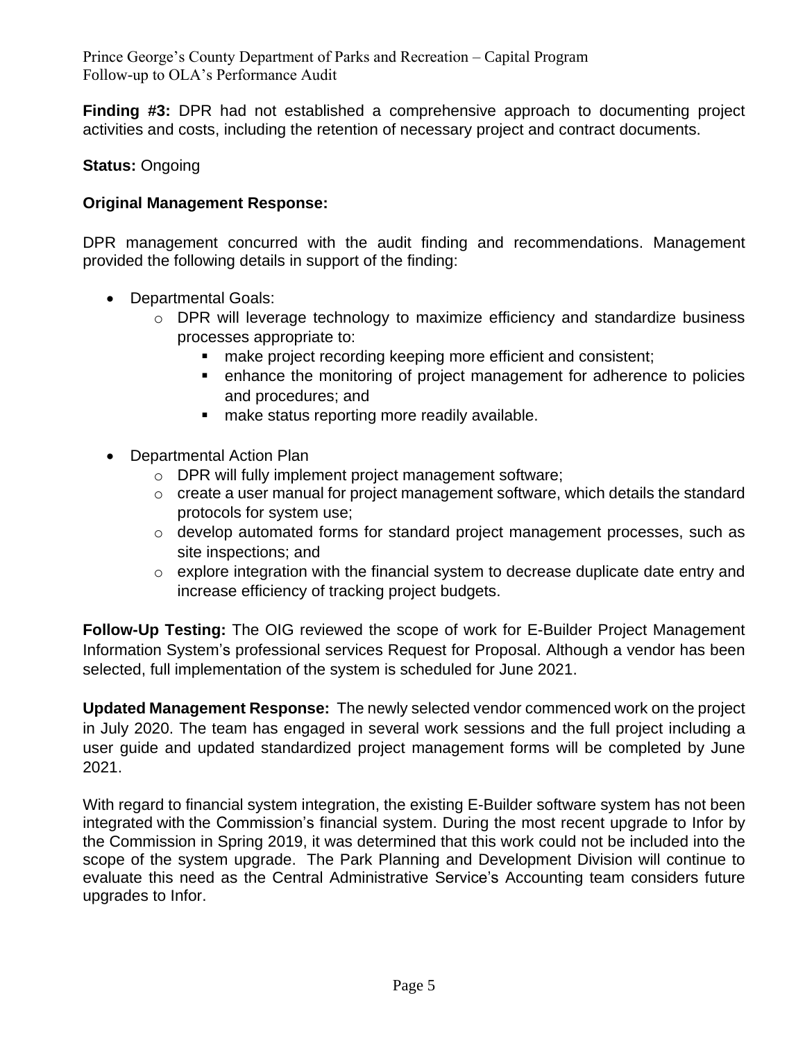**Finding #3:** DPR had not established a comprehensive approach to documenting project activities and costs, including the retention of necessary project and contract documents.

**Status:** Ongoing

**Original Management Response:**

DPR management concurred with the audit finding and recommendations. Management provided the following details in support of the finding:

- Departmental Goals:
  - DPR will leverage technology to maximize efficiency and standardize business processes appropriate to:
    - make project recording keeping more efficient and consistent;
    - enhance the monitoring of project management for adherence to policies and procedures; and
    - make status reporting more readily available.

- Departmental Action Plan
  - DPR will fully implement project management software;
  - create a user manual for project management software, which details the standard protocols for system use;
  - develop automated forms for standard project management processes, such as site inspections; and
  - explore integration with the financial system to decrease duplicate date entry and increase efficiency of tracking project budgets.

**Follow-Up Testing:** The OIG reviewed the scope of work for E-Builder Project Management Information System's professional services Request for Proposal. Although a vendor has been selected, full implementation of the system is scheduled for June 2021.

**Updated Management Response:** The newly selected vendor commenced work on the project in July 2020. The team has engaged in several work sessions and the full project including a user guide and updated standardized project management forms will be completed by June 2021.

With regard to financial system integration, the existing E-Builder software system has not been integrated with the Commission's financial system. During the most recent upgrade to Infor by the Commission in Spring 2019, it was determined that this work could not be included into the scope of the system upgrade. The Park Planning and Development Division will continue to evaluate this need as the Central Administrative Service's Accounting team considers future upgrades to Infor.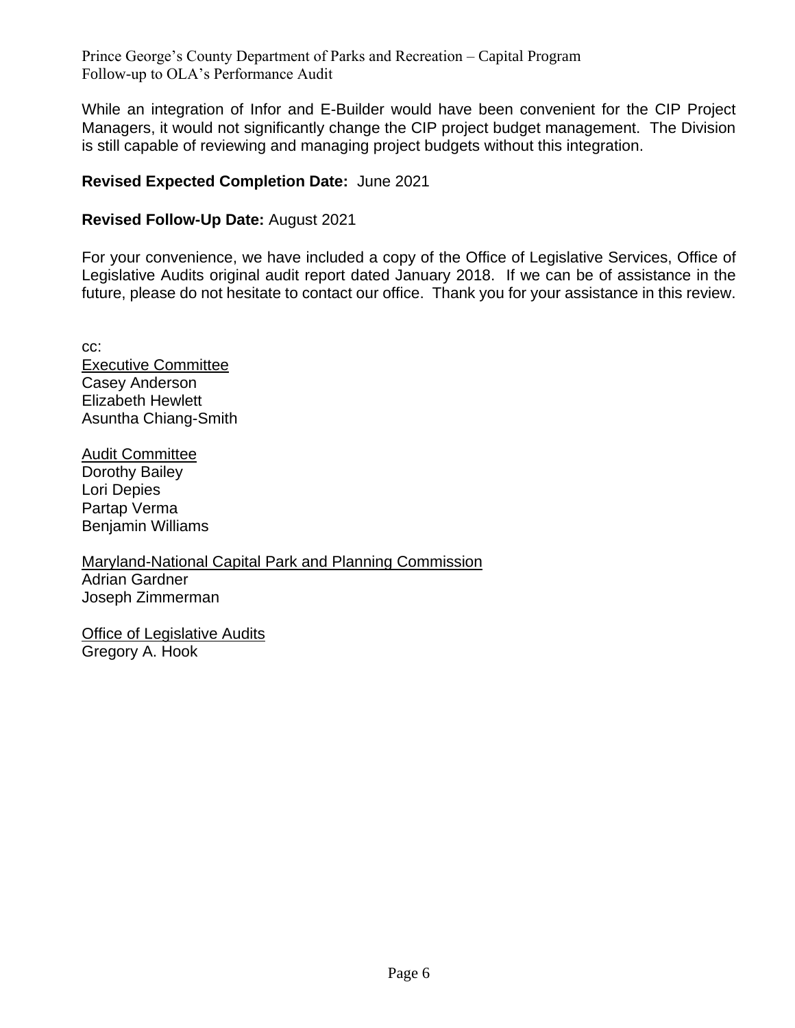While an integration of Infor and E-Builder would have been convenient for the CIP Project Managers, it would not significantly change the CIP project budget management. The Division is still capable of reviewing and managing project budgets without this integration.

**Revised Expected Completion Date:** June 2021

**Revised Follow-Up Date:** August 2021

For your convenience, we have included a copy of the Office of Legislative Services, Office of Legislative Audits original audit report dated January 2018. If we can be of assistance in the future, please do not hesitate to contact our office. Thank you for your assistance in this review.

cc:

Executive Committee
Casey Anderson
Elizabeth Hewlett
Asuntha Chiang-Smith

Audit Committee
Dorothy Bailey
Lori Depies
Partap Verma
Benjamin Williams

Maryland-National Capital Park and Planning Commission
Adrian Gardner
Joseph Zimmerman

Office of Legislative Audits
Gregory A. Hook